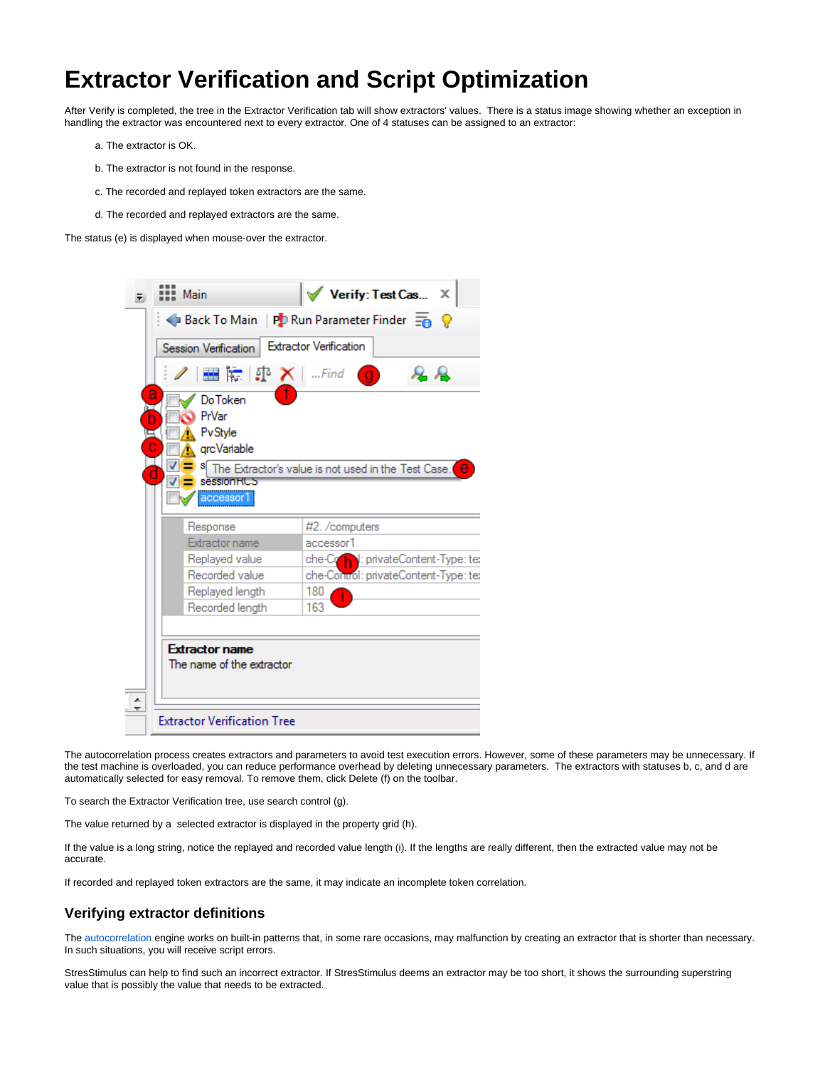# Extractor Verification and Script Optimization

After Verify is completed, the tree in the Extractor Verification tab will show extractors' values. There is a status image showing whether an exception in handling the extractor was encountered next to every extractor. One of 4 statuses can be assigned to an extractor:

a. The extractor is OK.

b. The extractor is not found in the response.

c. The recorded and replayed token extractors are the same.

d. The recorded and replayed extractors are the same.

The status (e) is displayed when mouse-over the extractor.

The autocorrelation process creates extractors and parameters to avoid test execution errors. However, some of these parameters may be unnecessary. If the test machine is overloaded, you can reduce performance overhead by deleting unnecessary parameters. The extractors with statuses b, c, and d are automatically selected for easy removal. To remove them, click Delete (f) on the toolbar.

To search the Extractor Verification tree, use search control (g).

The value returned by a selected extractor is displayed in the property grid (h).

If the value is a long string, notice the replayed and recorded value length (i). If the lengths are really different, then the extracted value may not be accurate.

If recorded and replayed token extractors are the same, it may indicate an incomplete token correlation.

## Verifying extractor definitions

The autocorrelation engine works on built-in patterns that, in some rare occasions, may malfunction by creating an extractor that is shorter than necessary. In such situations, you will receive script errors.

StresStimulus can help to find such an incorrect extractor. If StresStimulus deems an extractor may be too short, it shows the surrounding superstring value that is possibly the value that needs to be extracted.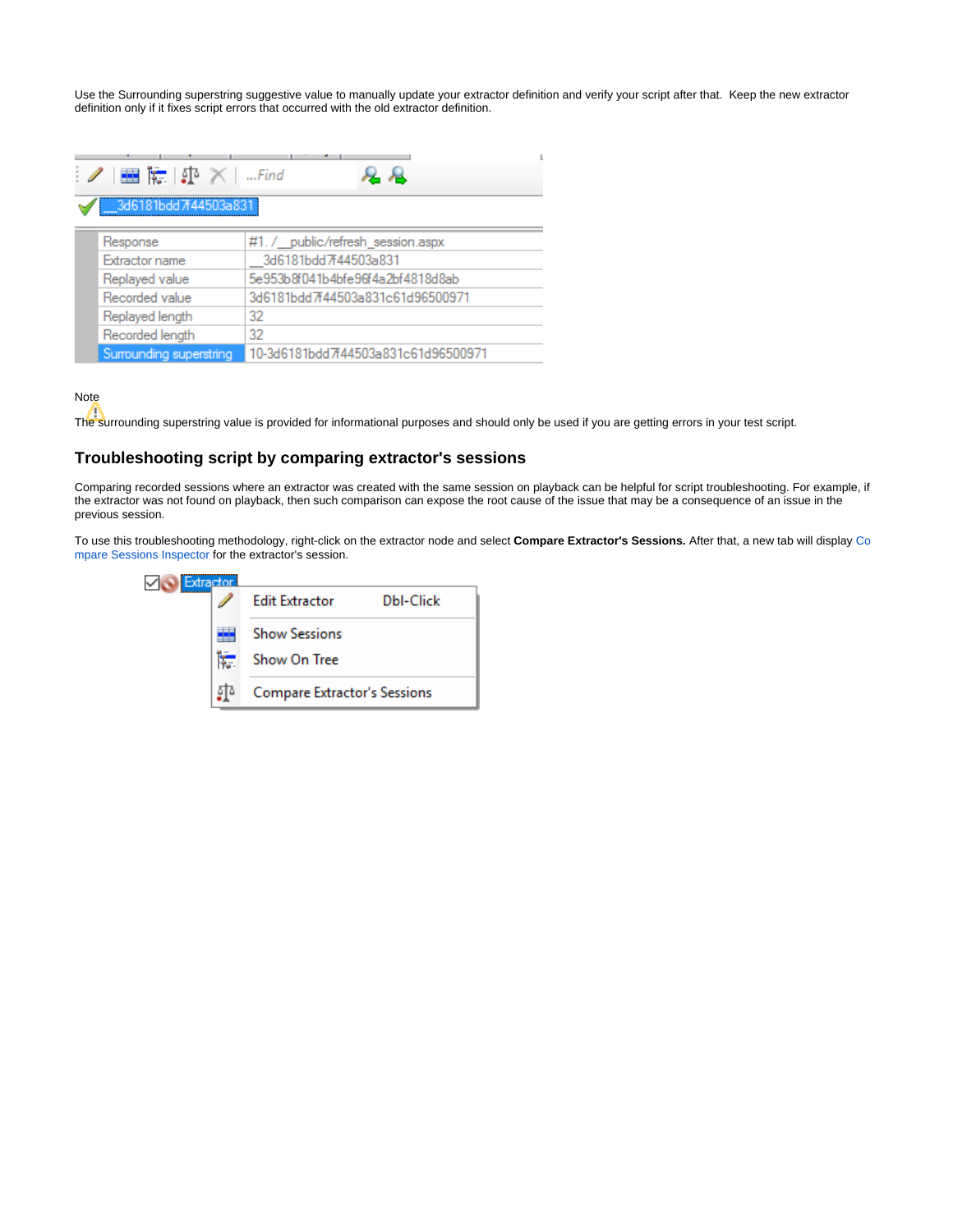Use the Surrounding superstring suggestive value to manually update your extractor definition and verify your script after that.  Keep the new extractor definition only if it fixes script errors that occurred with the old extractor definition.

| | |
|---|---|
| Response | #1. /__public/refresh_session.aspx |
| Extractor name | __3d6181bdd7f44503a831 |
| Replayed value | 5e953b8f041b4bfe96f4a2bf4818d8ab |
| Recorded value | 3d6181bdd7f44503a831c61d96500971 |
| Replayed length | 32 |
| Recorded length | 32 |
| Surrounding superstring | 10-3d6181bdd7f44503a831c61d96500971 |

Note

The surrounding superstring value is provided for informational purposes and should only be used if you are getting errors in your test script.

## Troubleshooting script by comparing extractor's sessions

Comparing recorded sessions where an extractor was created with the same session on playback can be helpful for script troubleshooting. For example, if the extractor was not found on playback, then such comparison can expose the root cause of the issue that may be a consequence of an issue in the previous session.

To use this troubleshooting methodology, right-click on the extractor node and select **Compare Extractor's Sessions.** After that, a new tab will display Compare Sessions Inspector for the extractor's session.